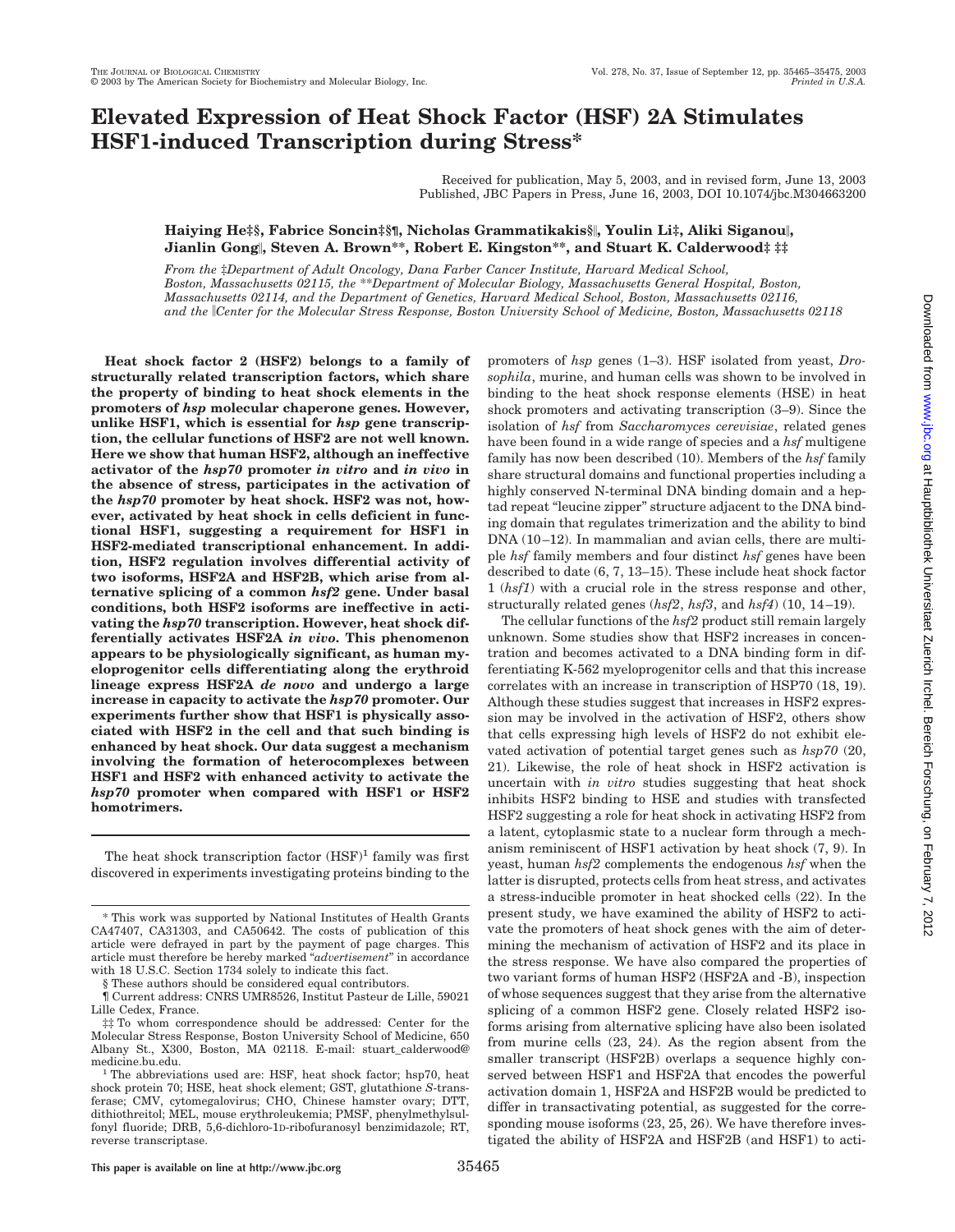# Elevated Expression of Heat Shock Factor (HSF) 2A Stimulates HSF1-induced Transcription during Stress*

Received for publication, May 5, 2003, and in revised form, June 13, 2003
Published, JBC Papers in Press, June 16, 2003, DOI 10.1074/jbc.M304663200

**Haiying He‡§, Fabrice Soncin‡§¶, Nicholas Grammatikakis§‖, Youlin Li‡, Aliki Siganou‖, Jianlin Gong‖, Steven A. Brown\*\*, Robert E. Kingston\*\*, and Stuart K. Calderwood‡ ‡‡**

*From the ‡Department of Adult Oncology, Dana Farber Cancer Institute, Harvard Medical School, Boston, Massachusetts 02115, the \*\*Department of Molecular Biology, Massachusetts General Hospital, Boston, Massachusetts 02114, and the Department of Genetics, Harvard Medical School, Boston, Massachusetts 02116, and the ‖Center for the Molecular Stress Response, Boston University School of Medicine, Boston, Massachusetts 02118*

**Heat shock factor 2 (HSF2) belongs to a family of structurally related transcription factors, which share the property of binding to heat shock elements in the promoters of *hsp* molecular chaperone genes. However, unlike HSF1, which is essential for *hsp* gene transcription, the cellular functions of HSF2 are not well known. Here we show that human HSF2, although an ineffective activator of the *hsp70* promoter *in vitro* and *in vivo* in the absence of stress, participates in the activation of the *hsp70* promoter by heat shock. HSF2 was not, however, activated by heat shock in cells deficient in functional HSF1, suggesting a requirement for HSF1 in HSF2-mediated transcriptional enhancement. In addition, HSF2 regulation involves differential activity of two isoforms, HSF2A and HSF2B, which arise from alternative splicing of a common *hsf2* gene. Under basal conditions, both HSF2 isoforms are ineffective in activating the *hsp70* transcription. However, heat shock differentially activates HSF2A *in vivo*. This phenomenon appears to be physiologically significant, as human myeloprogenitor cells differentiating along the erythroid lineage express HSF2A *de novo* and undergo a large increase in capacity to activate the *hsp70* promoter. Our experiments further show that HSF1 is physically associated with HSF2 in the cell and that such binding is enhanced by heat shock. Our data suggest a mechanism involving the formation of heterocomplexes between HSF1 and HSF2 with enhanced activity to activate the *hsp70* promoter when compared with HSF1 or HSF2 homotrimers.**

The heat shock transcription factor (HSF)[1] family was first discovered in experiments investigating proteins binding to the promoters of *hsp* genes (1–3). HSF isolated from yeast, *Drosophila*, murine, and human cells was shown to be involved in binding to the heat shock response elements (HSE) in heat shock promoters and activating transcription (3–9). Since the isolation of *hsf* from *Saccharomyces cerevisiae*, related genes have been found in a wide range of species and a *hsf* multigene family has now been described (10). Members of the *hsf* family share structural domains and functional properties including a highly conserved N-terminal DNA binding domain and a heptad repeat "leucine zipper" structure adjacent to the DNA binding domain that regulates trimerization and the ability to bind DNA (10–12). In mammalian and avian cells, there are multiple *hsf* family members and four distinct *hsf* genes have been described to date (6, 7, 13–15). These include heat shock factor 1 (*hsf1*) with a crucial role in the stress response and other, structurally related genes (*hsf2*, *hsf3*, and *hsf4*) (10, 14–19).

The cellular functions of the *hsf2* product still remain largely unknown. Some studies show that HSF2 increases in concentration and becomes activated to a DNA binding form in differentiating K-562 myeloprogenitor cells and that this increase correlates with an increase in transcription of HSP70 (18, 19). Although these studies suggest that increases in HSF2 expression may be involved in the activation of HSF2, others show that cells expressing high levels of HSF2 do not exhibit elevated activation of potential target genes such as *hsp70* (20, 21). Likewise, the role of heat shock in HSF2 activation is uncertain with *in vitro* studies suggesting that heat shock inhibits HSF2 binding to HSE and studies with transfected HSF2 suggesting a role for heat shock in activating HSF2 from a latent, cytoplasmic state to a nuclear form through a mechanism reminiscent of HSF1 activation by heat shock (7, 9). In yeast, human *hsf2* complements the endogenous *hsf* when the latter is disrupted, protects cells from heat stress, and activates a stress-inducible promoter in heat shocked cells (22). In the present study, we have examined the ability of HSF2 to activate the promoters of heat shock genes with the aim of determining the mechanism of activation of HSF2 and its place in the stress response. We have also compared the properties of two variant forms of human HSF2 (HSF2A and -B), inspection of whose sequences suggest that they arise from the alternative splicing of a common HSF2 gene. Closely related HSF2 isoforms arising from alternative splicing have also been isolated from murine cells (23, 24). As the region absent from the smaller transcript (HSF2B) overlaps a sequence highly conserved between HSF1 and HSF2A that encodes the powerful activation domain 1, HSF2A and HSF2B would be predicted to differ in transactivating potential, as suggested for the corresponding mouse isoforms (23, 25, 26). We have therefore investigated the ability of HSF2A and HSF2B (and HSF1) to acti-

---

\* This work was supported by National Institutes of Health Grants CA47407, CA31303, and CA50642. The costs of publication of this article were defrayed in part by the payment of page charges. This article must therefore be hereby marked "*advertisement*" in accordance with 18 U.S.C. Section 1734 solely to indicate this fact.

§ These authors should be considered equal contributors.

¶ Current address: CNRS UMR8526, Institut Pasteur de Lille, 59021 Lille Cedex, France.

‡‡ To whom correspondence should be addressed: Center for the Molecular Stress Response, Boston University School of Medicine, 650 Albany St., X300, Boston, MA 02118. E-mail: stuart_calderwood@medicine.bu.edu.

[1] The abbreviations used are: HSF, heat shock factor; hsp70, heat shock protein 70; HSE, heat shock element; GST, glutathione *S*-transferase; CMV, cytomegalovirus; CHO, Chinese hamster ovary; DTT, dithiothreitol; MEL, mouse erythroleukemia; PMSF, phenylmethylsulfonyl fluoride; DRB, 5,6-dichloro-1D-ribofuranosyl benzimidazole; RT, reverse transcriptase.

This paper is available on line at http://www.jbc.org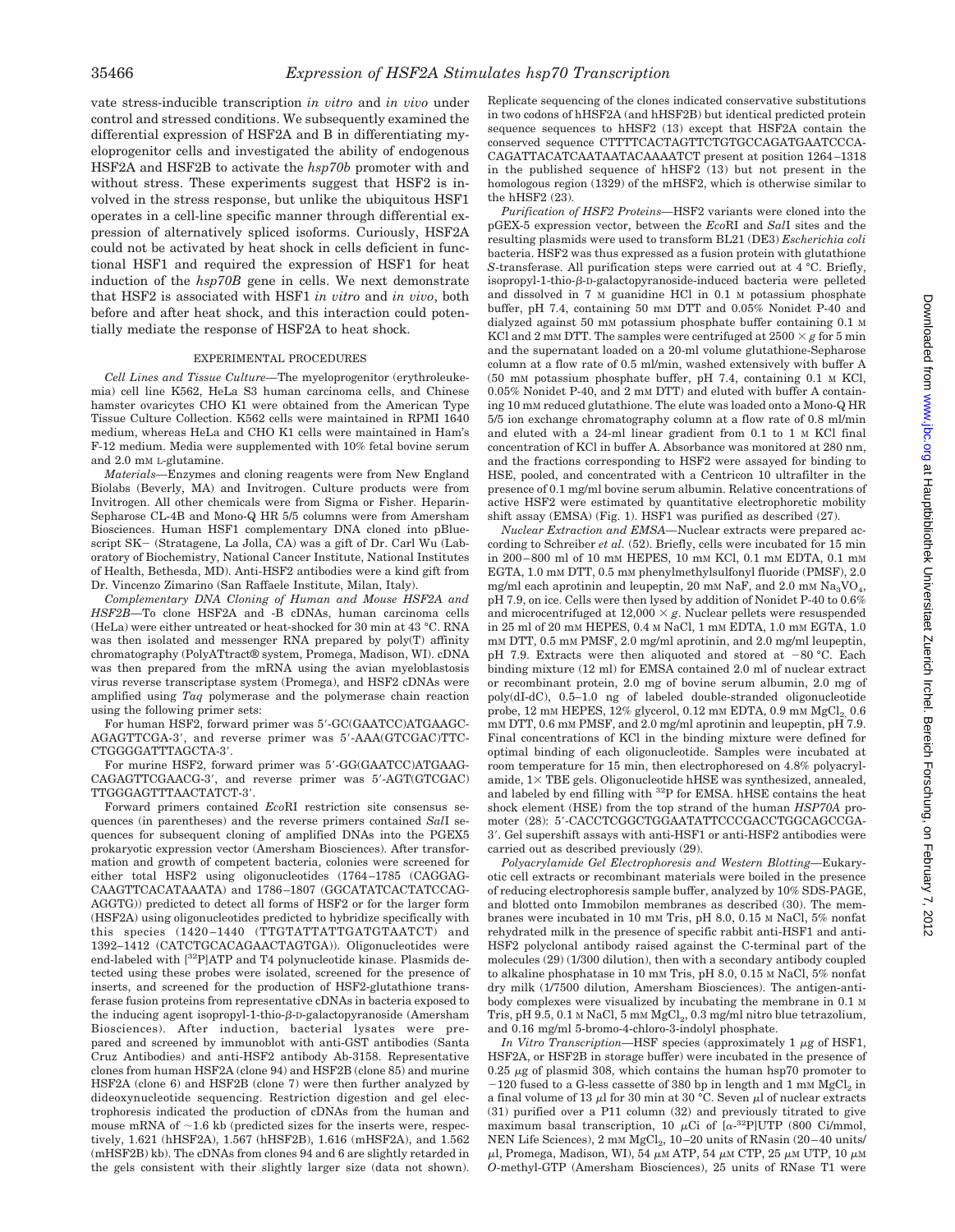vate stress-inducible transcription *in vitro* and *in vivo* under control and stressed conditions. We subsequently examined the differential expression of HSF2A and B in differentiating myeloprogenitor cells and investigated the ability of endogenous HSF2A and HSF2B to activate the *hsp70b* promoter with and without stress. These experiments suggest that HSF2 is involved in the stress response, but unlike the ubiquitous HSF1 operates in a cell-line specific manner through differential expression of alternatively spliced isoforms. Curiously, HSF2A could not be activated by heat shock in cells deficient in functional HSF1 and required the expression of HSF1 for heat induction of the *hsp70B* gene in cells. We next demonstrate that HSF2 is associated with HSF1 *in vitro* and *in vivo*, both before and after heat shock, and this interaction could potentially mediate the response of HSF2A to heat shock.

## EXPERIMENTAL PROCEDURES

*Cell Lines and Tissue Culture*—The myeloprogenitor (erythroleukemia) cell line K562, HeLa S3 human carcinoma cells, and Chinese hamster ovaricytes CHO K1 were obtained from the American Type Tissue Culture Collection. K562 cells were maintained in RPMI 1640 medium, whereas HeLa and CHO K1 cells were maintained in Ham's F-12 medium. Media were supplemented with 10% fetal bovine serum and 2.0 mM L-glutamine.

*Materials*—Enzymes and cloning reagents were from New England Biolabs (Beverly, MA) and Invitrogen. Culture products were from Invitrogen. All other chemicals were from Sigma or Fisher. Heparin-Sepharose CL-4B and Mono-Q HR 5/5 columns were from Amersham Biosciences. Human HSF1 complementary DNA cloned into pBluescript SK− (Stratagene, La Jolla, CA) was a gift of Dr. Carl Wu (Laboratory of Biochemistry, National Cancer Institute, National Institutes of Health, Bethesda, MD). Anti-HSF2 antibodies were a kind gift from Dr. Vincenzo Zimarino (San Raffaele Institute, Milan, Italy).

*Complementary DNA Cloning of Human and Mouse HSF2A and HSF2B*—To clone HSF2A and -B cDNAs, human carcinoma cells (HeLa) were either untreated or heat-shocked for 30 min at 43 °C. RNA was then isolated and messenger RNA prepared by poly(T) affinity chromatography (PolyATtract® system, Promega, Madison, WI). cDNA was then prepared from the mRNA using the avian myeloblastosis virus reverse transcriptase system (Promega), and HSF2 cDNAs were amplified using *Taq* polymerase and the polymerase chain reaction using the following primer sets:

For human HSF2, forward primer was 5′-GC(GAATCC)ATGAAGCAGAGTTCGA-3′, and reverse primer was 5′-AAA(GTCGAC)TTCCTGGGGATTTAGCTA-3′.

For murine HSF2, forward primer was 5′-GG(GAATCC)ATGAAGCAGAGTTCGAACG-3′, and reverse primer was 5′-AGT(GTCGAC)TTGGGAGTTTAACTATCT-3′.

Forward primers contained *Eco*RI restriction site consensus sequences (in parentheses) and the reverse primers contained *Sal*I sequences for subsequent cloning of amplified DNAs into the PGEX5 prokaryotic expression vector (Amersham Biosciences). After transformation and growth of competent bacteria, colonies were screened for either total HSF2 using oligonucleotides (1764–1785 (CAGGAGCAAGTTCACATAAATA) and 1786–1807 (GGCATATCACTATCCAGAGGTG)) predicted to detect all forms of HSF2 or for the larger form (HSF2A) using oligonucleotides predicted to hybridize specifically with this species (1420–1440 (TTGTATTATTGATGTAATCT) and 1392–1412 (CATCTGCACAGAACTAGTGA)). Oligonucleotides were end-labeled with [$^{32}$P]ATP and T4 polynucleotide kinase. Plasmids detected using these probes were isolated, screened for the presence of inserts, and screened for the production of HSF2-glutathione transferase fusion proteins from representative cDNAs in bacteria exposed to the inducing agent isopropyl-1-thio-β-D-galactopyranoside (Amersham Biosciences). After induction, bacterial lysates were prepared and screened by immunoblot with anti-GST antibodies (Santa Cruz Antibodies) and anti-HSF2 antibody Ab-3158. Representative clones from human HSF2A (clone 94) and HSF2B (clone 85) and murine HSF2A (clone 6) and HSF2B (clone 7) were then further analyzed by dideoxynucleotide sequencing. Restriction digestion and gel electrophoresis indicated the production of cDNAs from the human and mouse mRNA of ~1.6 kb (predicted sizes for the inserts were, respectively, 1.621 (hHSF2A), 1.567 (hHSF2B), 1.616 (mHSF2A), and 1.562 (mHSF2B) kb). The cDNAs from clones 94 and 6 are slightly retarded in the gels consistent with their slightly larger size (data not shown). Replicate sequencing of the clones indicated conservative substitutions in two codons of hHSF2A (and hHSF2B) but identical predicted protein sequence sequences to hHSF2 (13) except that HSF2A contain the conserved sequence CTTTTCACTAGTTCTGTGCCAGATGAATCCCACAGATTACATCAATAATACAAAATCT present at position 1264–1318 in the published sequence of hHSF2 (13) but not present in the homologous region (1329) of the mHSF2, which is otherwise similar to the hHSF2 (23).

*Purification of HSF2 Proteins*—HSF2 variants were cloned into the pGEX-5 expression vector, between the *Eco*RI and *Sal*I sites and the resulting plasmids were used to transform BL21 (DE3) *Escherichia coli* bacteria. HSF2 was thus expressed as a fusion protein with glutathione *S*-transferase. All purification steps were carried out at 4 °C. Briefly, isopropyl-1-thio-β-D-galactopyranoside-induced bacteria were pelleted and dissolved in 7 M guanidine HCl in 0.1 M potassium phosphate buffer, pH 7.4, containing 50 mM DTT and 0.05% Nonidet P-40 and dialyzed against 50 mM potassium phosphate buffer containing 0.1 M KCl and 2 mM DTT. The samples were centrifuged at 2500 × *g* for 5 min and the supernatant loaded on a 20-ml volume glutathione-Sepharose column at a flow rate of 0.5 ml/min, washed extensively with buffer A (50 mM potassium phosphate buffer, pH 7.4, containing 0.1 M KCl, 0.05% Nonidet P-40, and 2 mM DTT) and eluted with buffer A containing 10 mM reduced glutathione. The elute was loaded onto a Mono-Q HR 5/5 ion exchange chromatography column at a flow rate of 0.8 ml/min and eluted with a 24-ml linear gradient from 0.1 to 1 M KCl final concentration of KCl in buffer A. Absorbance was monitored at 280 nm, and the fractions corresponding to HSF2 were assayed for binding to HSE, pooled, and concentrated with a Centricon 10 ultrafilter in the presence of 0.1 mg/ml bovine serum albumin. Relative concentrations of active HSF2 were estimated by quantitative electrophoretic mobility shift assay (EMSA) (Fig. 1). HSF1 was purified as described (27).

*Nuclear Extraction and EMSA*—Nuclear extracts were prepared according to Schreiber *et al.* (52). Briefly, cells were incubated for 15 min in 200–800 ml of 10 mM HEPES, 10 mM KCl, 0.1 mM EDTA, 0.1 mM EGTA, 1.0 mM DTT, 0.5 mM phenylmethylsulfonyl fluoride (PMSF), 2.0 mg/ml each aprotinin and leupeptin, 20 mM NaF, and 2.0 mM $Na_3VO_4$, pH 7.9, on ice. Cells were then lysed by addition of Nonidet P-40 to 0.6% and microcentrifuged at 12,000 × *g*. Nuclear pellets were resuspended in 25 ml of 20 mM HEPES, 0.4 M NaCl, 1 mM EDTA, 1.0 mM EGTA, 1.0 mM DTT, 0.5 mM PMSF, 2.0 mg/ml aprotinin, and 2.0 mg/ml leupeptin, pH 7.9. Extracts were then aliquoted and stored at −80 °C. Each binding mixture (12 ml) for EMSA contained 2.0 ml of nuclear extract or recombinant protein, 2.0 mg of bovine serum albumin, 2.0 mg of poly(dI-dC), 0.5–1.0 ng of labeled double-stranded oligonucleotide probe, 12 mM HEPES, 12% glycerol, 0.12 mM EDTA, 0.9 mM $MgCl_2$, 0.6 mM DTT, 0.6 mM PMSF, and 2.0 mg/ml aprotinin and leupeptin, pH 7.9. Final concentrations of KCl in the binding mixture were defined for optimal binding of each oligonucleotide. Samples were incubated at room temperature for 15 min, then electrophoresed on 4.8% polyacrylamide, 1× TBE gels. Oligonucleotide hHSE was synthesized, annealed, and labeled by end filling with $^{32}$P for EMSA. hHSE contains the heat shock element (HSE) from the top strand of the human *HSP70A* promoter (28): 5′-CACCTCGGCTGGAATATTCCCGACCTGGCAGCCGA-3′. Gel supershift assays with anti-HSF1 or anti-HSF2 antibodies were carried out as described previously (29).

*Polyacrylamide Gel Electrophoresis and Western Blotting*—Eukaryotic cell extracts or recombinant materials were boiled in the presence of reducing electrophoresis sample buffer, analyzed by 10% SDS-PAGE, and blotted onto Immobilon membranes as described (30). The membranes were incubated in 10 mM Tris, pH 8.0, 0.15 M NaCl, 5% nonfat rehydrated milk in the presence of specific rabbit anti-HSF1 and anti-HSF2 polyclonal antibody raised against the C-terminal part of the molecules (29) (1/300 dilution), then with a secondary antibody coupled to alkaline phosphatase in 10 mM Tris, pH 8.0, 0.15 M NaCl, 5% nonfat dry milk (1/7500 dilution, Amersham Biosciences). The antigen-antibody complexes were visualized by incubating the membrane in 0.1 M Tris, pH 9.5, 0.1 M NaCl, 5 mM $MgCl_2$, 0.3 mg/ml nitro blue tetrazolium, and 0.16 mg/ml 5-bromo-4-chloro-3-indolyl phosphate.

*In Vitro Transcription*—HSF species (approximately 1 μg of HSF1, HSF2A, or HSF2B in storage buffer) were incubated in the presence of 0.25 μg of plasmid 308, which contains the human hsp70 promoter to −120 fused to a G-less cassette of 380 bp in length and 1 mM $MgCl_2$ in a final volume of 13 μl for 30 min at 30 °C. Seven μl of nuclear extracts (31) purified over a P11 column (32) and previously titrated to give maximum basal transcription, 10 μCi of [α-$^{32}$P]UTP (800 Ci/mmol, NEN Life Sciences), 2 mM $MgCl_2$, 10–20 units of RNasin (20–40 units/μl, Promega, Madison, WI), 54 μM ATP, 54 μM CTP, 25 μM UTP, 10 μM *O*-methyl-GTP (Amersham Biosciences), 25 units of RNase T1 were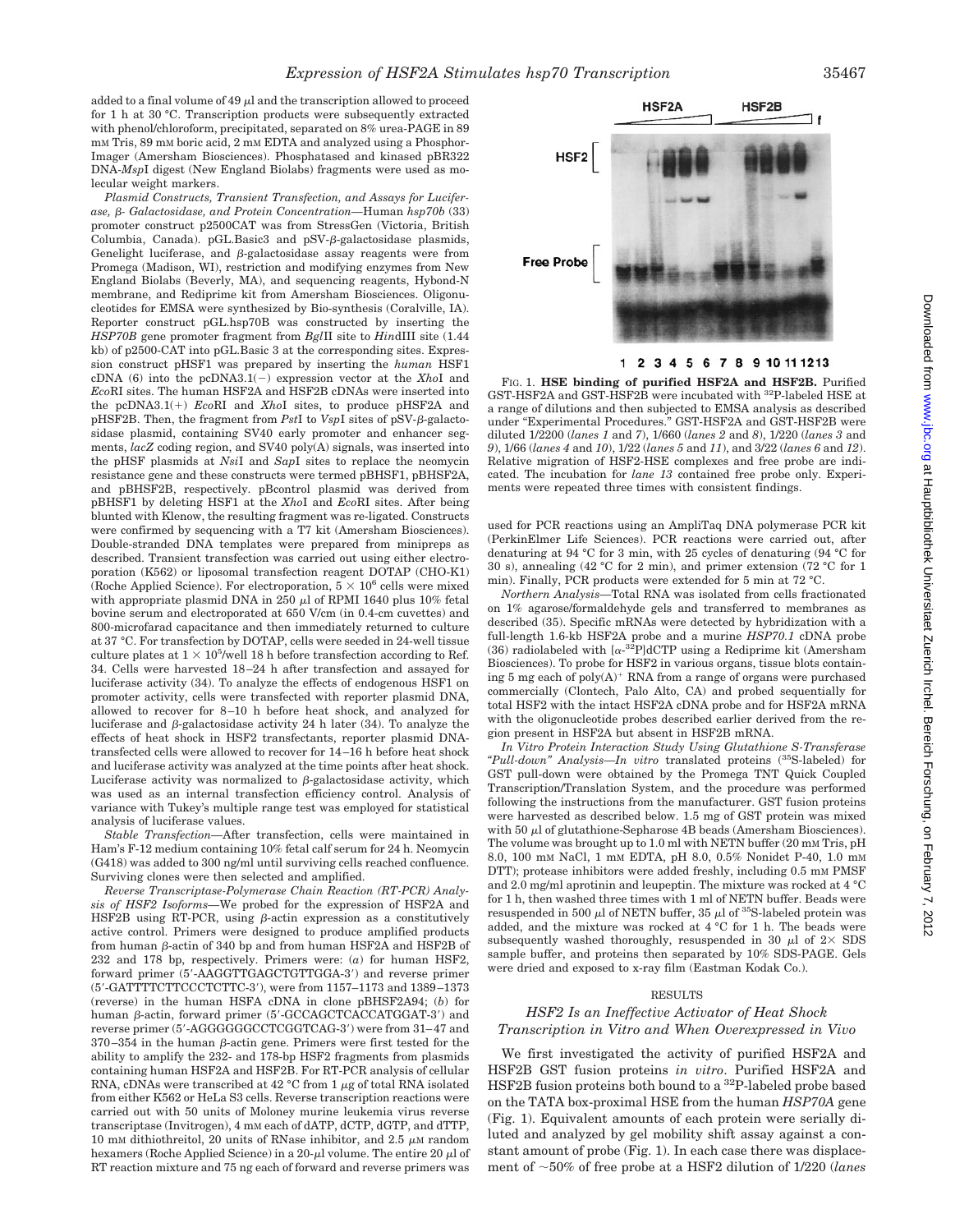added to a final volume of 49 μl and the transcription allowed to proceed for 1 h at 30 °C. Transcription products were subsequently extracted with phenol/chloroform, precipitated, separated on 8% urea-PAGE in 89 mM Tris, 89 mM boric acid, 2 mM EDTA and analyzed using a PhosphorImager (Amersham Biosciences). Phosphatased and kinased pBR322 DNA-*Msp*I digest (New England Biolabs) fragments were used as molecular weight markers.

*Plasmid Constructs, Transient Transfection, and Assays for Luciferase, β- Galactosidase, and Protein Concentration*—Human *hsp70b* (33) promoter construct p2500CAT was from StressGen (Victoria, British Columbia, Canada). pGL.Basic3 and pSV-β-galactosidase plasmids, Genelight luciferase, and β-galactosidase assay reagents were from Promega (Madison, WI), restriction and modifying enzymes from New England Biolabs (Beverly, MA), and sequencing reagents, Hybond-N membrane, and Rediprime kit from Amersham Biosciences. Oligonucleotides for EMSA were synthesized by Bio-synthesis (Coralville, IA). Reporter construct pGL.hsp70B was constructed by inserting the *HSP70B* gene promoter fragment from *Bgl*II site to *Hin*dIII site (1.44 kb) of p2500-CAT into pGL.Basic 3 at the corresponding sites. Expression construct pHSF1 was prepared by inserting the *human* HSF1 cDNA (6) into the pcDNA3.1(−) expression vector at the *Xho*I and *Eco*RI sites. The human HSF2A and HSF2B cDNAs were inserted into the pcDNA3.1(+) *Eco*RI and *Xho*I sites, to produce pHSF2A and pHSF2B. Then, the fragment from *Pst*I to *Vsp*I sites of pSV-β-galactosidase plasmid, containing SV40 early promoter and enhancer segments, *lacZ* coding region, and SV40 poly(A) signals, was inserted into the pHSF plasmids at *Nsi*I and *Sap*I sites to replace the neomycin resistance gene and these constructs were termed pBHSF1, pBHSF2A, and pBHSF2B, respectively. pBcontrol plasmid was derived from pBHSF1 by deleting HSF1 at the *Xho*I and *Eco*RI sites. After being blunted with Klenow, the resulting fragment was re-ligated. Constructs were confirmed by sequencing with a T7 kit (Amersham Biosciences). Double-stranded DNA templates were prepared from minipreps as described. Transient transfection was carried out using either electroporation (K562) or liposomal transfection reagent DOTAP (CHO-K1) (Roche Applied Science). For electroporation, $5 \times 10^6$ cells were mixed with appropriate plasmid DNA in 250 μl of RPMI 1640 plus 10% fetal bovine serum and electroporated at 650 V/cm (in 0.4-cm cuvettes) and 800-microfarad capacitance and then immediately returned to culture at 37 °C. For transfection by DOTAP, cells were seeded in 24-well tissue culture plates at $1 \times 10^5$/well 18 h before transfection according to Ref. 34. Cells were harvested 18–24 h after transfection and assayed for luciferase activity (34). To analyze the effects of endogenous HSF1 on promoter activity, cells were transfected with reporter plasmid DNA, allowed to recover for 8–10 h before heat shock, and analyzed for luciferase and β-galactosidase activity 24 h later (34). To analyze the effects of heat shock in HSF2 transfectants, reporter plasmid DNA-transfected cells were allowed to recover for 14–16 h before heat shock and luciferase activity was analyzed at the time points after heat shock. Luciferase activity was normalized to β-galactosidase activity, which was used as an internal transfection efficiency control. Analysis of variance with Tukey's multiple range test was employed for statistical analysis of luciferase values.

*Stable Transfection*—After transfection, cells were maintained in Ham's F-12 medium containing 10% fetal calf serum for 24 h. Neomycin (G418) was added to 300 ng/ml until surviving cells reached confluence. Surviving clones were then selected and amplified.

*Reverse Transcriptase-Polymerase Chain Reaction (RT-PCR) Analysis of HSF2 Isoforms*—We probed for the expression of HSF2A and HSF2B using RT-PCR, using β-actin expression as a constitutively active control. Primers were designed to produce amplified products from human β-actin of 340 bp and from human HSF2A and HSF2B of 232 and 178 bp, respectively. Primers were: (*a*) for human HSF2, forward primer (5′-AAGGTTGAGCTGTTGGA-3′) and reverse primer (5′-GATTTTCTTCCCTCTTC-3′), were from 1157–1173 and 1389–1373 (reverse) in the human HSFA cDNA in clone pBHSF2A94; (*b*) for human β-actin, forward primer (5′-GCCAGCTCACCATGGAT-3′) and reverse primer (5′-AGGGGGGCCTCGGTCAG-3′) were from 31–47 and 370–354 in the human β-actin gene. Primers were first tested for the ability to amplify the 232- and 178-bp HSF2 fragments from plasmids containing human HSF2A and HSF2B. For RT-PCR analysis of cellular RNA, cDNAs were transcribed at 42 °C from 1 μg of total RNA isolated from either K562 or HeLa S3 cells. Reverse transcription reactions were carried out with 50 units of Moloney murine leukemia virus reverse transcriptase (Invitrogen), 4 mM each of dATP, dCTP, dGTP, and dTTP, 10 mM dithiothreitol, 20 units of RNase inhibitor, and 2.5 μM random hexamers (Roche Applied Science) in a 20-μl volume. The entire 20 μl of RT reaction mixture and 75 ng each of forward and reverse primers was used for PCR reactions using an AmpliTaq DNA polymerase PCR kit (PerkinElmer Life Sciences). PCR reactions were carried out, after denaturing at 94 °C for 3 min, with 25 cycles of denaturing (94 °C for 30 s), annealing (42 °C for 2 min), and primer extension (72 °C for 1 min). Finally, PCR products were extended for 5 min at 72 °C.

FIG. 1. **HSE binding of purified HSF2A and HSF2B.** Purified GST-HSF2A and GST-HSF2B were incubated with $^{32}$P-labeled HSE at a range of dilutions and then subjected to EMSA analysis as described under "Experimental Procedures." GST-HSF2A and GST-HSF2B were diluted 1/2200 (*lanes 1* and *7*), 1/660 (*lanes 2* and *8*), 1/220 (*lanes 3* and *9*), 1/66 (*lanes 4* and *10*), 1/22 (*lanes 5* and *11*), and 3/22 (*lanes 6* and *12*). Relative migration of HSF2-HSE complexes and free probe are indicated. The incubation for *lane 13* contained free probe only. Experiments were repeated three times with consistent findings.

*Northern Analysis*—Total RNA was isolated from cells fractionated on 1% agarose/formaldehyde gels and transferred to membranes as described (35). Specific mRNAs were detected by hybridization with a full-length 1.6-kb HSF2A probe and a murine *HSP70.1* cDNA probe (36) radiolabeled with [α-$^{32}$P]dCTP using a Rediprime kit (Amersham Biosciences). To probe for HSF2 in various organs, tissue blots containing 5 mg each of poly(A)$^+$ RNA from a range of organs were purchased commercially (Clontech, Palo Alto, CA) and probed sequentially for total HSF2 with the intact HSF2A cDNA probe and for HSF2A mRNA with the oligonucleotide probes described earlier derived from the region present in HSF2A but absent in HSF2B mRNA.

*In Vitro Protein Interaction Study Using Glutathione S-Transferase "Pull-down" Analysis*—*In vitro* translated proteins ($^{35}$S-labeled) for GST pull-down were obtained by the Promega TNT Quick Coupled Transcription/Translation System, and the procedure was performed following the instructions from the manufacturer. GST fusion proteins were harvested as described below. 1.5 mg of GST protein was mixed with 50 μl of glutathione-Sepharose 4B beads (Amersham Biosciences). The volume was brought up to 1.0 ml with NETN buffer (20 mM Tris, pH 8.0, 100 mM NaCl, 1 mM EDTA, pH 8.0, 0.5% Nonidet P-40, 1.0 mM DTT); protease inhibitors were added freshly, including 0.5 mM PMSF and 2.0 mg/ml aprotinin and leupeptin. The mixture was rocked at 4 °C for 1 h, then washed three times with 1 ml of NETN buffer. Beads were resuspended in 500 μl of NETN buffer, 35 μl of $^{35}$S-labeled protein was added, and the mixture was rocked at 4 °C for 1 h. The beads were subsequently washed thoroughly, resuspended in 30 μl of 2× SDS sample buffer, and proteins then separated by 10% SDS-PAGE. Gels were dried and exposed to x-ray film (Eastman Kodak Co.).

## RESULTS

### *HSF2 Is an Ineffective Activator of Heat Shock Transcription in Vitro and When Overexpressed in Vivo*

We first investigated the activity of purified HSF2A and HSF2B GST fusion proteins *in vitro*. Purified HSF2A and HSF2B fusion proteins both bound to a $^{32}$P-labeled probe based on the TATA box-proximal HSE from the human *HSP70A* gene (Fig. 1). Equivalent amounts of each protein were serially diluted and analyzed by gel mobility shift assay against a constant amount of probe (Fig. 1). In each case there was displacement of ~50% of free probe at a HSF2 dilution of 1/220 (*lanes*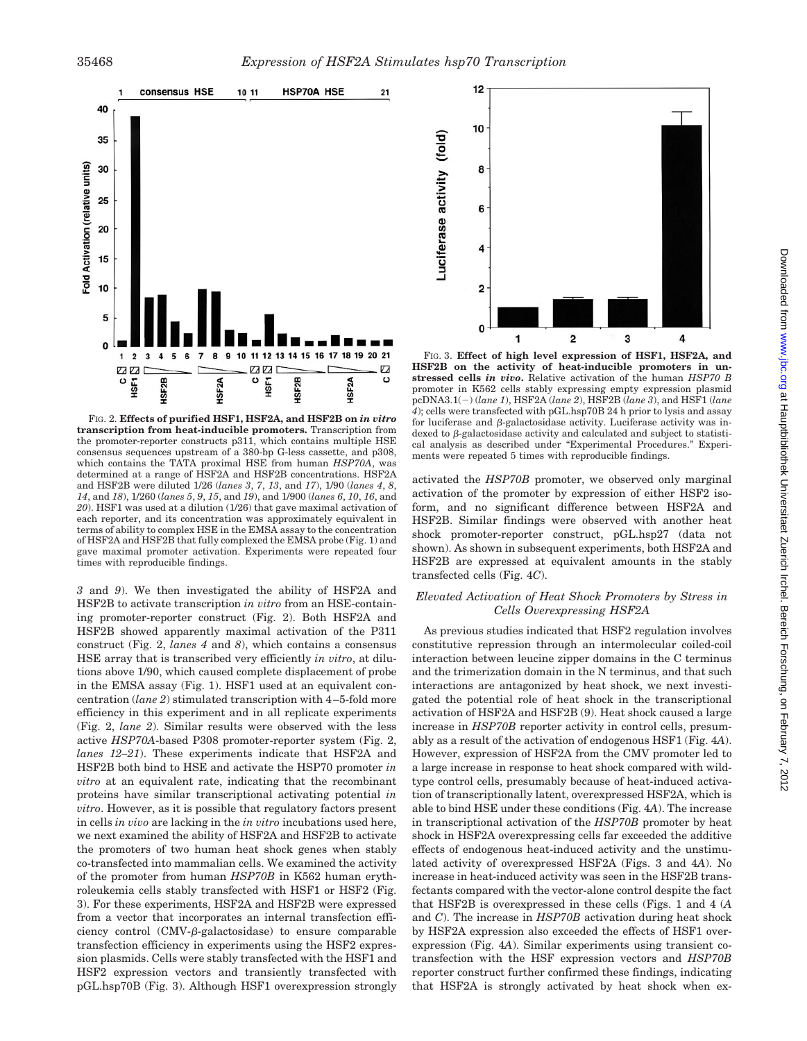FIG. 2. **Effects of purified HSF1, HSF2A, and HSF2B on *in vitro* transcription from heat-inducible promoters.** Transcription from the promoter-reporter constructs p311, which contains multiple HSE consensus sequences upstream of a 380-bp G-less cassette, and p308, which contains the TATA proximal HSE from human *HSP70A*, was determined at a range of HSF2A and HSF2B concentrations. HSF2A and HSF2B were diluted 1/26 (*lanes 3*, *7*, *13*, and *17*), 1/90 (*lanes 4*, *8*, *14*, and *18*), 1/260 (*lanes 5*, *9*, *15*, and *19*), and 1/900 (*lanes 6*, *10*, *16*, and *20*). HSF1 was used at a dilution (1/26) that gave maximal activation of each reporter, and its concentration was approximately equivalent in terms of ability to complex HSE in the EMSA assay to the concentration of HSF2A and HSF2B that fully complexed the EMSA probe (Fig. 1) and gave maximal promoter activation. Experiments were repeated four times with reproducible findings.

*3* and *9*). We then investigated the ability of HSF2A and HSF2B to activate transcription *in vitro* from an HSE-containing promoter-reporter construct (Fig. 2). Both HSF2A and HSF2B showed apparently maximal activation of the P311 construct (Fig. 2, *lanes 4* and *8*), which contains a consensus HSE array that is transcribed very efficiently *in vitro*, at dilutions above 1/90, which caused complete displacement of probe in the EMSA assay (Fig. 1). HSF1 used at an equivalent concentration (*lane 2*) stimulated transcription with 4–5-fold more efficiency in this experiment and in all replicate experiments (Fig. 2, *lane 2*). Similar results were observed with the less active *HSP70A*-based P308 promoter-reporter system (Fig. 2, *lanes 12–21*). These experiments indicate that HSF2A and HSF2B both bind to HSE and activate the HSP70 promoter *in vitro* at an equivalent rate, indicating that the recombinant proteins have similar transcriptional activating potential *in vitro*. However, as it is possible that regulatory factors present in cells *in vivo* are lacking in the *in vitro* incubations used here, we next examined the ability of HSF2A and HSF2B to activate the promoters of two human heat shock genes when stably co-transfected into mammalian cells. We examined the activity of the promoter from human *HSP70B* in K562 human erythroleukemia cells stably transfected with HSF1 or HSF2 (Fig. 3). For these experiments, HSF2A and HSF2B were expressed from a vector that incorporates an internal transfection efficiency control (CMV-β-galactosidase) to ensure comparable transfection efficiency in experiments using the HSF2 expression plasmids. Cells were stably transfected with the HSF1 and HSF2 expression vectors and transiently transfected with pGL.hsp70B (Fig. 3). Although HSF1 overexpression strongly

FIG. 3. **Effect of high level expression of HSF1, HSF2A, and HSF2B on the activity of heat-inducible promoters in unstressed cells *in vivo*.** Relative activation of the human *HSP70 B* promoter in K562 cells stably expressing empty expression plasmid pcDNA3.1(−) (*lane 1*), HSF2A (*lane 2*), HSF2B (*lane 3*), and HSF1 (*lane 4*); cells were transfected with pGL.hsp70B 24 h prior to lysis and assay for luciferase and β-galactosidase activity. Luciferase activity was indexed to β-galactosidase activity and calculated and subject to statistical analysis as described under "Experimental Procedures." Experiments were repeated 5 times with reproducible findings.

activated the *HSP70B* promoter, we observed only marginal activation of the promoter by expression of either HSF2 isoform, and no significant difference between HSF2A and HSF2B. Similar findings were observed with another heat shock promoter-reporter construct, pGL.hsp27 (data not shown). As shown in subsequent experiments, both HSF2A and HSF2B are expressed at equivalent amounts in the stably transfected cells (Fig. 4*C*).

### *Elevated Activation of Heat Shock Promoters by Stress in Cells Overexpressing HSF2A*

As previous studies indicated that HSF2 regulation involves constitutive repression through an intermolecular coiled-coil interaction between leucine zipper domains in the C terminus and the trimerization domain in the N terminus, and that such interactions are antagonized by heat shock, we next investigated the potential role of heat shock in the transcriptional activation of HSF2A and HSF2B (9). Heat shock caused a large increase in *HSP70B* reporter activity in control cells, presumably as a result of the activation of endogenous HSF1 (Fig. 4*A*). However, expression of HSF2A from the CMV promoter led to a large increase in response to heat shock compared with wild-type control cells, presumably because of heat-induced activation of transcriptionally latent, overexpressed HSF2A, which is able to bind HSE under these conditions (Fig. 4*A*). The increase in transcriptional activation of the *HSP70B* promoter by heat shock in HSF2A overexpressing cells far exceeded the additive effects of endogenous heat-induced activity and the unstimulated activity of overexpressed HSF2A (Figs. 3 and 4*A*). No increase in heat-induced activity was seen in the HSF2B transfectants compared with the vector-alone control despite the fact that HSF2B is overexpressed in these cells (Figs. 1 and 4 (*A* and *C*). The increase in *HSP70B* activation during heat shock by HSF2A expression also exceeded the effects of HSF1 overexpression (Fig. 4*A*). Similar experiments using transient co-transfection with the HSF expression vectors and *HSP70B* reporter construct further confirmed these findings, indicating that HSF2A is strongly activated by heat shock when ex-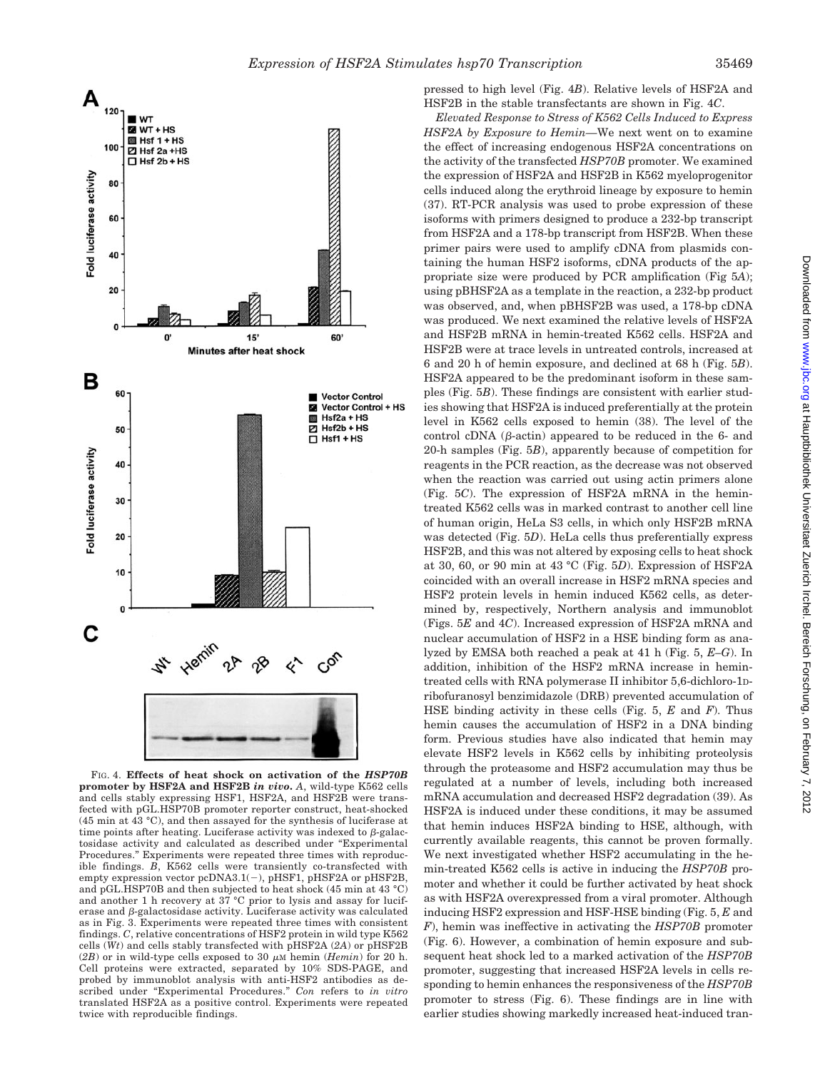FIG. 4. **Effects of heat shock on activation of the *HSP70B* promoter by HSF2A and HSF2B *in vivo*.** *A*, wild-type K562 cells and cells stably expressing HSF1, HSF2A, and HSF2B were transfected with pGL.HSP70B promoter reporter construct, heat-shocked (45 min at 43 °C), and then assayed for the synthesis of luciferase at time points after heating. Luciferase activity was indexed to β-galactosidase activity and calculated as described under "Experimental Procedures." Experiments were repeated three times with reproducible findings. *B*, K562 cells were transiently co-transfected with empty expression vector pcDNA3.1(−), pHSF1, pHSF2A or pHSF2B, and pGL.HSP70B and then subjected to heat shock (45 min at 43 °C) and another 1 h recovery at 37 °C prior to lysis and assay for luciferase and β-galactosidase activity. Luciferase activity was calculated as in Fig. 3. Experiments were repeated three times with consistent findings. *C*, relative concentrations of HSF2 protein in wild type K562 cells (*Wt*) and cells stably transfected with pHSF2A (*2A*) or pHSF2B (*2B*) or in wild-type cells exposed to 30 μM hemin (*Hemin*) for 20 h. Cell proteins were extracted, separated by 10% SDS-PAGE, and probed by immunoblot analysis with anti-HSF2 antibodies as described under "Experimental Procedures." *Con* refers to *in vitro* translated HSF2A as a positive control. Experiments were repeated twice with reproducible findings.

pressed to high level (Fig. 4*B*). Relative levels of HSF2A and HSF2B in the stable transfectants are shown in Fig. 4*C*.

*Elevated Response to Stress of K562 Cells Induced to Express HSF2A by Exposure to Hemin*—We next went on to examine the effect of increasing endogenous HSF2A concentrations on the activity of the transfected *HSP70B* promoter. We examined the expression of HSF2A and HSF2B in K562 myeloprogenitor cells induced along the erythroid lineage by exposure to hemin (37). RT-PCR analysis was used to probe expression of these isoforms with primers designed to produce a 232-bp transcript from HSF2A and a 178-bp transcript from HSF2B. When these primer pairs were used to amplify cDNA from plasmids containing the human HSF2 isoforms, cDNA products of the appropriate size were produced by PCR amplification (Fig 5*A*); using pBHSF2A as a template in the reaction, a 232-bp product was observed, and, when pBHSF2B was used, a 178-bp cDNA was produced. We next examined the relative levels of HSF2A and HSF2B mRNA in hemin-treated K562 cells. HSF2A and HSF2B were at trace levels in untreated controls, increased at 6 and 20 h of hemin exposure, and declined at 68 h (Fig. 5*B*). HSF2A appeared to be the predominant isoform in these samples (Fig. 5*B*). These findings are consistent with earlier studies showing that HSF2A is induced preferentially at the protein level in K562 cells exposed to hemin (38). The level of the control cDNA (β-actin) appeared to be reduced in the 6- and 20-h samples (Fig. 5*B*), apparently because of competition for reagents in the PCR reaction, as the decrease was not observed when the reaction was carried out using actin primers alone (Fig. 5*C*). The expression of HSF2A mRNA in the hemin-treated K562 cells was in marked contrast to another cell line of human origin, HeLa S3 cells, in which only HSF2B mRNA was detected (Fig. 5*D*). HeLa cells thus preferentially express HSF2B, and this was not altered by exposing cells to heat shock at 30, 60, or 90 min at 43 °C (Fig. 5*D*). Expression of HSF2A coincided with an overall increase in HSF2 mRNA species and HSF2 protein levels in hemin induced K562 cells, as determined by, respectively, Northern analysis and immunoblot (Figs. 5*E* and 4*C*). Increased expression of HSF2A mRNA and nuclear accumulation of HSF2 in a HSE binding form as analyzed by EMSA both reached a peak at 41 h (Fig. 5, *E–G*). In addition, inhibition of the HSF2 mRNA increase in hemin-treated cells with RNA polymerase II inhibitor 5,6-dichloro-1D-ribofuranosyl benzimidazole (DRB) prevented accumulation of HSE binding activity in these cells (Fig. 5, *E* and *F*). Thus hemin causes the accumulation of HSF2 in a DNA binding form. Previous studies have also indicated that hemin may elevate HSF2 levels in K562 cells by inhibiting proteolysis through the proteasome and HSF2 accumulation may thus be regulated at a number of levels, including both increased mRNA accumulation and decreased HSF2 degradation (39). As HSF2A is induced under these conditions, it may be assumed that hemin induces HSF2A binding to HSE, although, with currently available reagents, this cannot be proven formally. We next investigated whether HSF2 accumulating in the hemin-treated K562 cells is active in inducing the *HSP70B* promoter and whether it could be further activated by heat shock as with HSF2A overexpressed from a viral promoter. Although inducing HSF2 expression and HSF-HSE binding (Fig. 5, *E* and *F*), hemin was ineffective in activating the *HSP70B* promoter (Fig. 6). However, a combination of hemin exposure and subsequent heat shock led to a marked activation of the *HSP70B* promoter, suggesting that increased HSF2A levels in cells responding to hemin enhances the responsiveness of the *HSP70B* promoter to stress (Fig. 6). These findings are in line with earlier studies showing markedly increased heat-induced tran-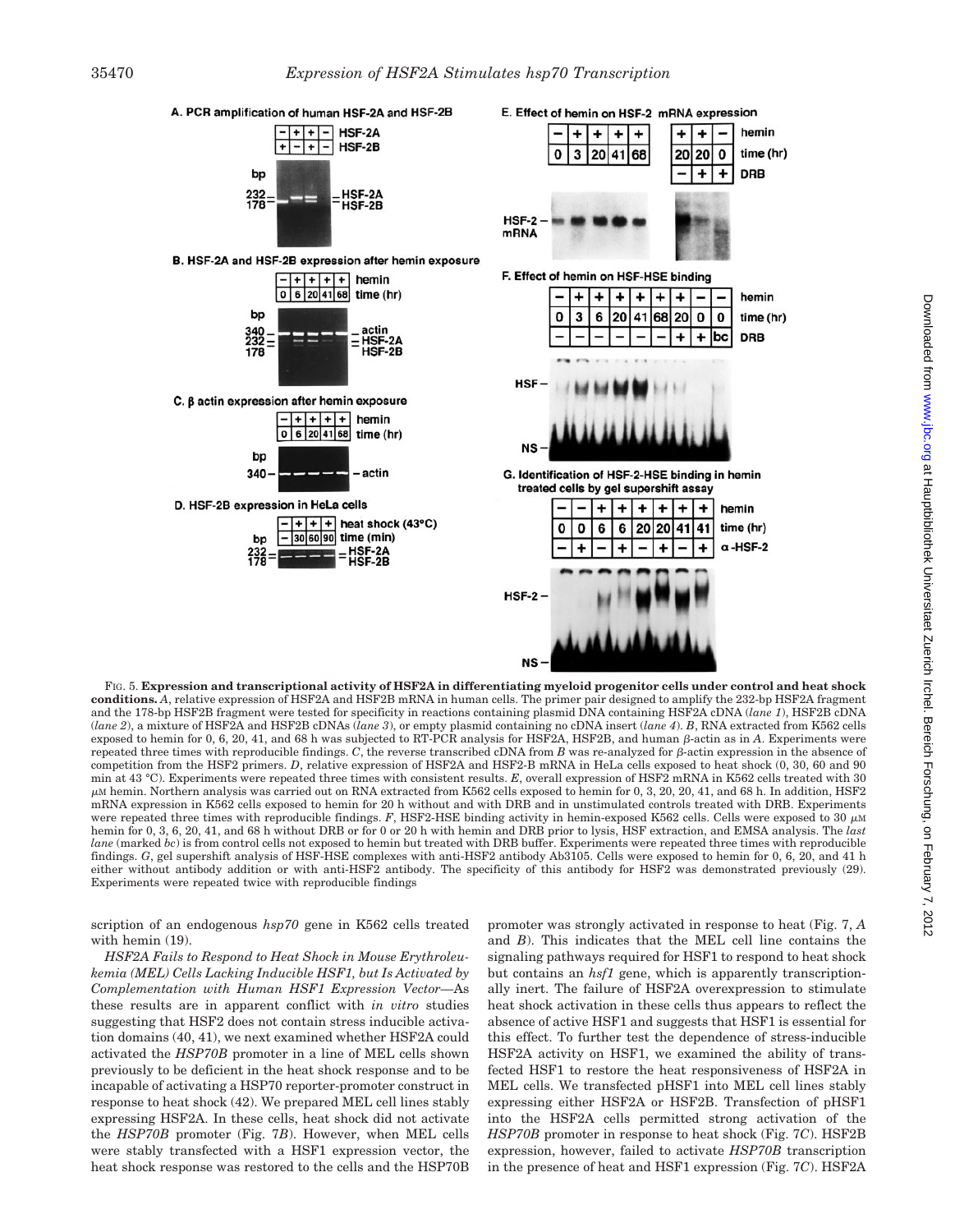FIG. 5. **Expression and transcriptional activity of HSF2A in differentiating myeloid progenitor cells under control and heat shock conditions.** *A*, relative expression of HSF2A and HSF2B mRNA in human cells. The primer pair designed to amplify the 232-bp HSF2A fragment and the 178-bp HSF2B fragment were tested for specificity in reactions containing plasmid DNA containing HSF2A cDNA (*lane 1*), HSF2B cDNA (*lane 2*), a mixture of HSF2A and HSF2B cDNAs (*lane 3*), or empty plasmid containing no cDNA insert (*lane 4*). *B*, RNA extracted from K562 cells exposed to hemin for 0, 6, 20, 41, and 68 h was subjected to RT-PCR analysis for HSF2A, HSF2B, and human β-actin as in *A*. Experiments were repeated three times with reproducible findings. *C*, the reverse transcribed cDNA from *B* was re-analyzed for β-actin expression in the absence of competition from the HSF2 primers. *D*, relative expression of HSF2A and HSF2-B mRNA in HeLa cells exposed to heat shock (0, 30, 60 and 90 min at 43 °C). Experiments were repeated three times with consistent results. *E*, overall expression of HSF2 mRNA in K562 cells treated with 30 μM hemin. Northern analysis was carried out on RNA extracted from K562 cells exposed to hemin for 0, 3, 20, 41, and 68 h. In addition, HSF2 mRNA expression in K562 cells exposed to hemin for 20 h without and with DRB and in unstimulated controls treated with DRB. Experiments were repeated three times with reproducible findings. *F*, HSF2-HSE binding activity in hemin-exposed K562 cells. Cells were exposed to 30 μM hemin for 0, 3, 6, 20, 41, and 68 h without DRB or for 0 or 20 h with hemin and DRB prior to lysis, HSF extraction, and EMSA analysis. The *last lane* (marked *bc*) is from control cells not exposed to hemin but treated with DRB buffer. Experiments were repeated three times with reproducible findings. *G*, gel supershift analysis of HSF-HSE complexes with anti-HSF2 antibody Ab3105. Cells were exposed to hemin for 0, 6, 20, and 41 h either without antibody addition or with anti-HSF2 antibody. The specificity of this antibody for HSF2 was demonstrated previously (29). Experiments were repeated twice with reproducible findings

scription of an endogenous *hsp70* gene in K562 cells treated with hemin (19).

*HSF2A Fails to Respond to Heat Shock in Mouse Erythroleukemia (MEL) Cells Lacking Inducible HSF1, but Is Activated by Complementation with Human HSF1 Expression Vector*—As these results are in apparent conflict with *in vitro* studies suggesting that HSF2 does not contain stress inducible activation domains (40, 41), we next examined whether HSF2A could activated the *HSP70B* promoter in a line of MEL cells shown previously to be deficient in the heat shock response and to be incapable of activating a HSP70 reporter-promoter construct in response to heat shock (42). We prepared MEL cell lines stably expressing HSF2A. In these cells, heat shock did not activate the *HSP70B* promoter (Fig. 7*B*). However, when MEL cells were stably transfected with a HSF1 expression vector, the heat shock response was restored to the cells and the HSP70B promoter was strongly activated in response to heat (Fig. 7, *A* and *B*). This indicates that the MEL cell line contains the signaling pathways required for HSF1 to respond to heat shock but contains an *hsf1* gene, which is apparently transcriptionally inert. The failure of HSF2A overexpression to stimulate heat shock activation in these cells thus appears to reflect the absence of active HSF1 and suggests that HSF1 is essential for this effect. To further test the dependence of stress-inducible HSF2A activity on HSF1, we examined the ability of transfected HSF1 to restore the heat responsiveness of HSF2A in MEL cells. We transfected pHSF1 into MEL cell lines stably expressing either HSF2A or HSF2B. Transfection of pHSF1 into the HSF2A cells permitted strong activation of the *HSP70B* promoter in response to heat shock (Fig. 7*C*). HSF2B expression, however, failed to activate *HSP70B* transcription in the presence of heat and HSF1 expression (Fig. 7*C*). HSF2A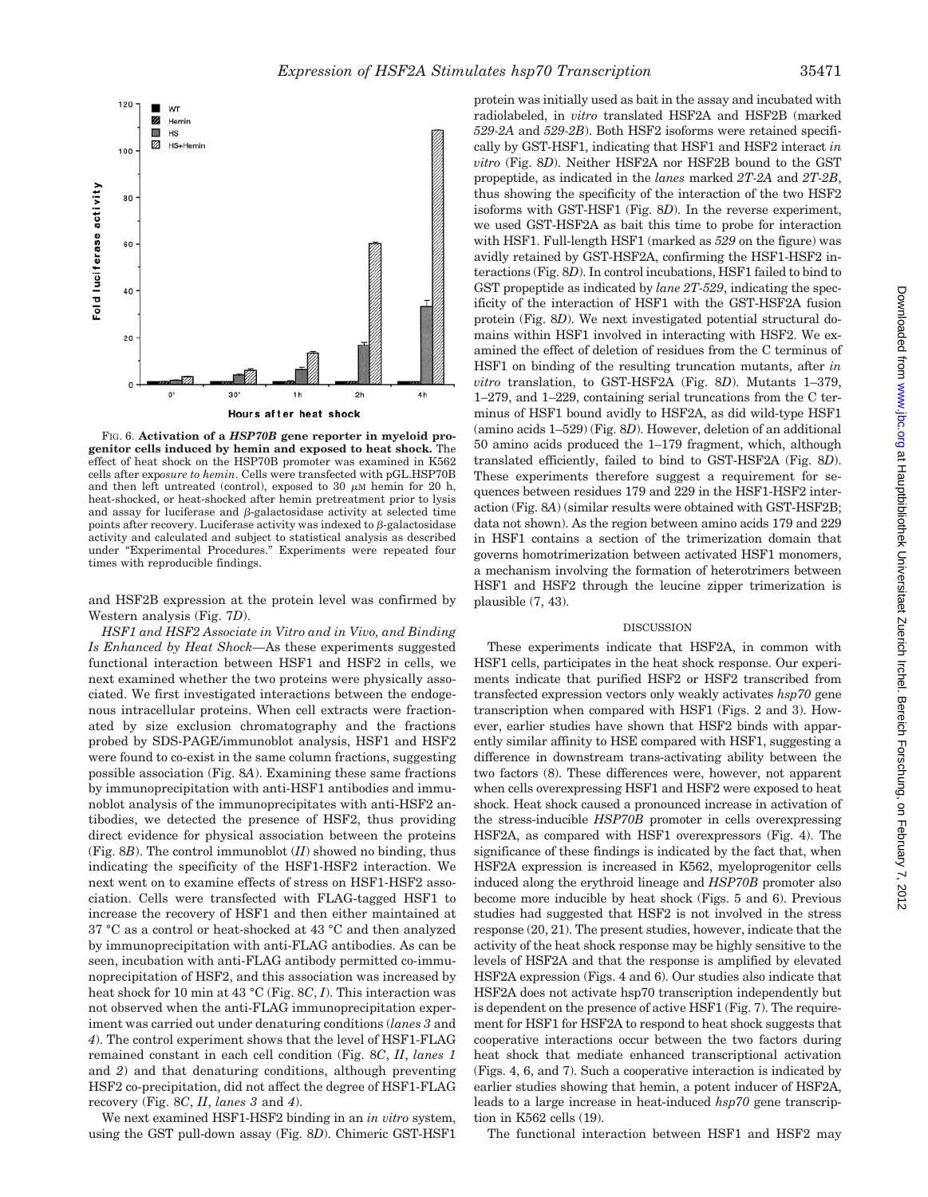FIG. 6. **Activation of a *HSP70B* gene reporter in myeloid progenitor cells induced by hemin and exposed to heat shock.** The effect of heat shock on the HSP70B promoter was examined in K562 cells after exposure to hemin. Cells were transfected with pGL.HSP70B and then left untreated (control), exposed to 30 μM hemin for 20 h, heat-shocked, or heat-shocked after hemin pretreatment prior to lysis and assay for luciferase and β-galactosidase activity at selected time points after recovery. Luciferase activity was indexed to β-galactosidase activity and calculated and subject to statistical analysis as described under "Experimental Procedures." Experiments were repeated four times with reproducible findings.

and HSF2B expression at the protein level was confirmed by Western analysis (Fig. 7*D*).

*HSF1 and HSF2 Associate in Vitro and in Vivo, and Binding Is Enhanced by Heat Shock*—As these experiments suggested functional interaction between HSF1 and HSF2 in cells, we next examined whether the two proteins were physically associated. We first investigated interactions between the endogenous intracellular proteins. When cell extracts were fractionated by size exclusion chromatography and the fractions probed by SDS-PAGE/immunoblot analysis, HSF1 and HSF2 were found to co-exist in the same column fractions, suggesting possible association (Fig. 8*A*). Examining these same fractions by immunoprecipitation with anti-HSF1 antibodies and immunoblot analysis of the immunoprecipitates with anti-HSF2 antibodies, we detected the presence of HSF2, thus providing direct evidence for physical association between the proteins (Fig. 8*B*). The control immunoblot (*II*) showed no binding, thus indicating the specificity of the HSF1-HSF2 interaction. We next went on to examine effects of stress on HSF1-HSF2 association. Cells were transfected with FLAG-tagged HSF1 to increase the recovery of HSF1 and then either maintained at 37 °C as a control or heat-shocked at 43 °C and then analyzed by immunoprecipitation with anti-FLAG antibodies. As can be seen, incubation with anti-FLAG antibody permitted co-immunoprecipitation of HSF2, and this association was increased by heat shock for 10 min at 43 °C (Fig. 8*C*, *I*). This interaction was not observed when the anti-FLAG immunoprecipitation experiment was carried out under denaturing conditions (*lanes 3* and *4*). The control experiment shows that the level of HSF1-FLAG remained constant in each cell condition (Fig. 8*C*, *II*, *lanes 1* and *2*) and that denaturing conditions, although preventing HSF2 co-precipitation, did not affect the degree of HSF1-FLAG recovery (Fig. 8*C*, *II*, *lanes 3* and *4*).

We next examined HSF1-HSF2 binding in an *in vitro* system, using the GST pull-down assay (Fig. 8*D*). Chimeric GST-HSF1 protein was initially used as bait in the assay and incubated with radiolabeled, in *vitro* translated HSF2A and HSF2B (marked *529-2A* and *529-2B*). Both HSF2 isoforms were retained specifically by GST-HSF1, indicating that HSF1 and HSF2 interact *in vitro* (Fig. 8*D*). Neither HSF2A nor HSF2B bound to the GST propeptide, as indicated in the *lanes* marked *2T-2A* and *2T-2B*, thus showing the specificity of the interaction of the two HSF2 isoforms with GST-HSF1 (Fig. 8*D*). In the reverse experiment, we used GST-HSF2A as bait this time to probe for interaction with HSF1. Full-length HSF1 (marked as *529* on the figure) was avidly retained by GST-HSF2A, confirming the HSF1-HSF2 interactions (Fig. 8*D*). In control incubations, HSF1 failed to bind to GST propeptide as indicated by *lane 2T-529*, indicating the specificity of the interaction of HSF1 with the GST-HSF2A fusion protein (Fig. 8*D*). We next investigated potential structural domains within HSF1 involved in interacting with HSF2. We examined the effect of deletion of residues from the C terminus of HSF1 on binding of the resulting truncation mutants, after *in vitro* translation, to GST-HSF2A (Fig. 8*D*). Mutants 1–379, 1–279, and 1–229, containing serial truncations from the C terminus of HSF1 bound avidly to HSF2A, as did wild-type HSF1 (amino acids 1–529) (Fig. 8*D*). However, deletion of an additional 50 amino acids produced the 1–179 fragment, which, although translated efficiently, failed to bind to GST-HSF2A (Fig. 8*D*). These experiments therefore suggest a requirement for sequences between residues 179 and 229 in the HSF1-HSF2 interaction (Fig. 8*A*) (similar results were obtained with GST-HSF2B; data not shown). As the region between amino acids 179 and 229 in HSF1 contains a section of the trimerization domain that governs homotrimerization between activated HSF1 monomers, a mechanism involving the formation of heterotrimers between HSF1 and HSF2 through the leucine zipper trimerization is plausible (7, 43).

## DISCUSSION

These experiments indicate that HSF2A, in common with HSF1 cells, participates in the heat shock response. Our experiments indicate that purified HSF2 or HSF2 transcribed from transfected expression vectors only weakly activates *hsp70* gene transcription when compared with HSF1 (Figs. 2 and 3). However, earlier studies have shown that HSF2 binds with apparently similar affinity to HSE compared with HSF1, suggesting a difference in downstream trans-activating ability between the two factors (8). These differences were, however, not apparent when cells overexpressing HSF1 and HSF2 were exposed to heat shock. Heat shock caused a pronounced increase in activation of the stress-inducible *HSP70B* promoter in cells overexpressing HSF2A, as compared with HSF1 overexpressors (Fig. 4). The significance of these findings is indicated by the fact that, when HSF2A expression is increased in K562, myeloprogenitor cells induced along the erythroid lineage and *HSP70B* promoter also become more inducible by heat shock (Figs. 5 and 6). Previous studies had suggested that HSF2 is not involved in the stress response (20, 21). The present studies, however, indicate that the activity of the heat shock response may be highly sensitive to the levels of HSF2A and that the response is amplified by elevated HSF2A expression (Figs. 4 and 6). Our studies also indicate that HSF2A does not activate hsp70 transcription independently but is dependent on the presence of active HSF1 (Fig. 7). The requirement for HSF1 for HSF2A to respond to heat shock suggests that cooperative interactions occur between the two factors during heat shock that mediate enhanced transcriptional activation (Figs. 4, 6, and 7). Such a cooperative interaction is indicated by earlier studies showing that hemin, a potent inducer of HSF2A, leads to a large increase in heat-induced *hsp70* gene transcription in K562 cells (19).

The functional interaction between HSF1 and HSF2 may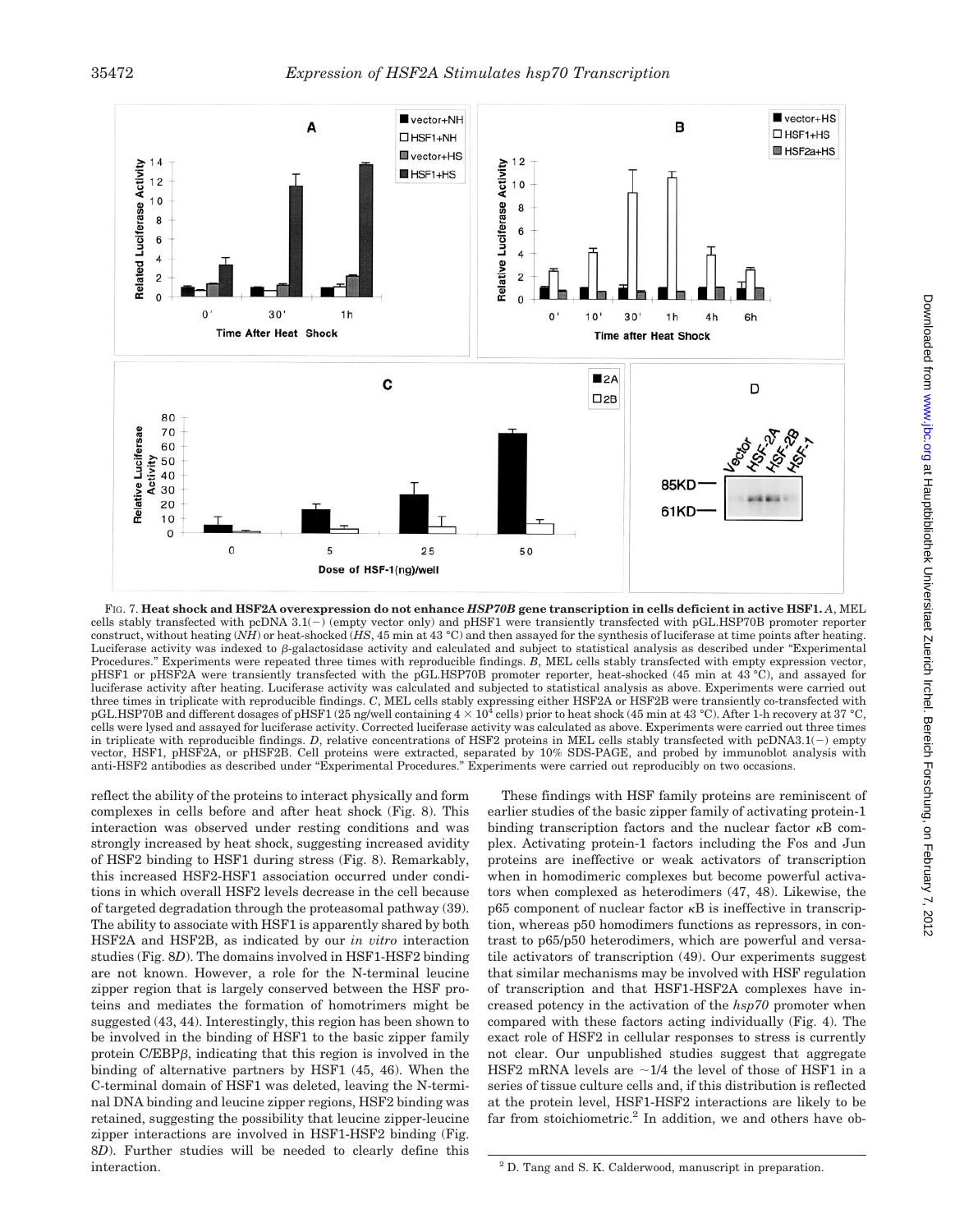FIG. 7. **Heat shock and HSF2A overexpression do not enhance *HSP70B* gene transcription in cells deficient in active HSF1.** *A*, MEL cells stably transfected with pcDNA 3.1(−) (empty vector only) and pHSF1 were transiently transfected with pGL.HSP70B promoter reporter construct, without heating (*NH*) or heat-shocked (*HS*, 45 min at 43 °C) and then assayed for the synthesis of luciferase at time points after heating. Luciferase activity was indexed to β-galactosidase activity and calculated and subject to statistical analysis as described under "Experimental Procedures." Experiments were repeated three times with reproducible findings. *B*, MEL cells stably transfected with empty expression vector, pHSF1 or pHSF2A were transiently transfected with the pGL.HSP70B promoter reporter, heat-shocked (45 min at 43 °C), and assayed for luciferase activity after heating. Luciferase activity was calculated and subjected to statistical analysis as above. Experiments were carried out three times in triplicate with reproducible findings. *C*, MEL cells stably expressing either HSF2A or HSF2B were transiently co-transfected with pGL.HSP70B and different dosages of pHSF1 (25 ng/well containing $4 \times 10^4$ cells) prior to heat shock (45 min at 43 °C). After 1-h recovery at 37 °C, cells were lysed and assayed for luciferase activity. Corrected luciferase activity was calculated as above. Experiments were carried out three times in triplicate with reproducible findings. *D*, relative concentrations of HSF2 proteins in MEL cells stably transfected with pcDNA3.1(−) empty vector, HSF1, pHSF2A, or pHSF2B. Cell proteins were extracted, separated by 10% SDS-PAGE, and probed by immunoblot analysis with anti-HSF2 antibodies as described under "Experimental Procedures." Experiments were carried out reproducibly on two occasions.

reflect the ability of the proteins to interact physically and form complexes in cells before and after heat shock (Fig. 8). This interaction was observed under resting conditions and was strongly increased by heat shock, suggesting increased avidity of HSF2 binding to HSF1 during stress (Fig. 8). Remarkably, this increased HSF2-HSF1 association occurred under conditions in which overall HSF2 levels decrease in the cell because of targeted degradation through the proteasomal pathway (39). The ability to associate with HSF1 is apparently shared by both HSF2A and HSF2B, as indicated by our *in vitro* interaction studies (Fig. 8*D*). The domains involved in HSF1-HSF2 binding are not known. However, a role for the N-terminal leucine zipper region that is largely conserved between the HSF proteins and mediates the formation of homotrimers might be suggested (43, 44). Interestingly, this region has been shown to be involved in the binding of HSF1 to the basic zipper family protein C/EBPβ, indicating that this region is involved in the binding of alternative partners by HSF1 (45, 46). When the C-terminal domain of HSF1 was deleted, leaving the N-terminal DNA binding and leucine zipper regions, HSF2 binding was retained, suggesting the possibility that leucine zipper-leucine zipper interactions are involved in HSF1-HSF2 binding (Fig. 8*D*). Further studies will be needed to clearly define this interaction.

These findings with HSF family proteins are reminiscent of earlier studies of the basic zipper family of activating protein-1 binding transcription factors and the nuclear factor κB complex. Activating protein-1 factors including the Fos and Jun proteins are ineffective or weak activators of transcription when in homodimeric complexes but become powerful activators when complexed as heterodimers (47, 48). Likewise, the p65 component of nuclear factor κB is ineffective in transcription, whereas p50 homodimers functions as repressors, in contrast to p65/p50 heterodimers, which are powerful and versatile activators of transcription (49). Our experiments suggest that similar mechanisms may be involved with HSF regulation of transcription and that HSF1-HSF2A complexes have increased potency in the activation of the *hsp70* promoter when compared with these factors acting individually (Fig. 4). The exact role of HSF2 in cellular responses to stress is currently not clear. Our unpublished studies suggest that aggregate HSF2 mRNA levels are ~1/4 the level of those of HSF1 in a series of tissue culture cells and, if this distribution is reflected at the protein level, HSF1-HSF2 interactions are likely to be far from stoichiometric.[2] In addition, we and others have ob-

[2] D. Tang and S. K. Calderwood, manuscript in preparation.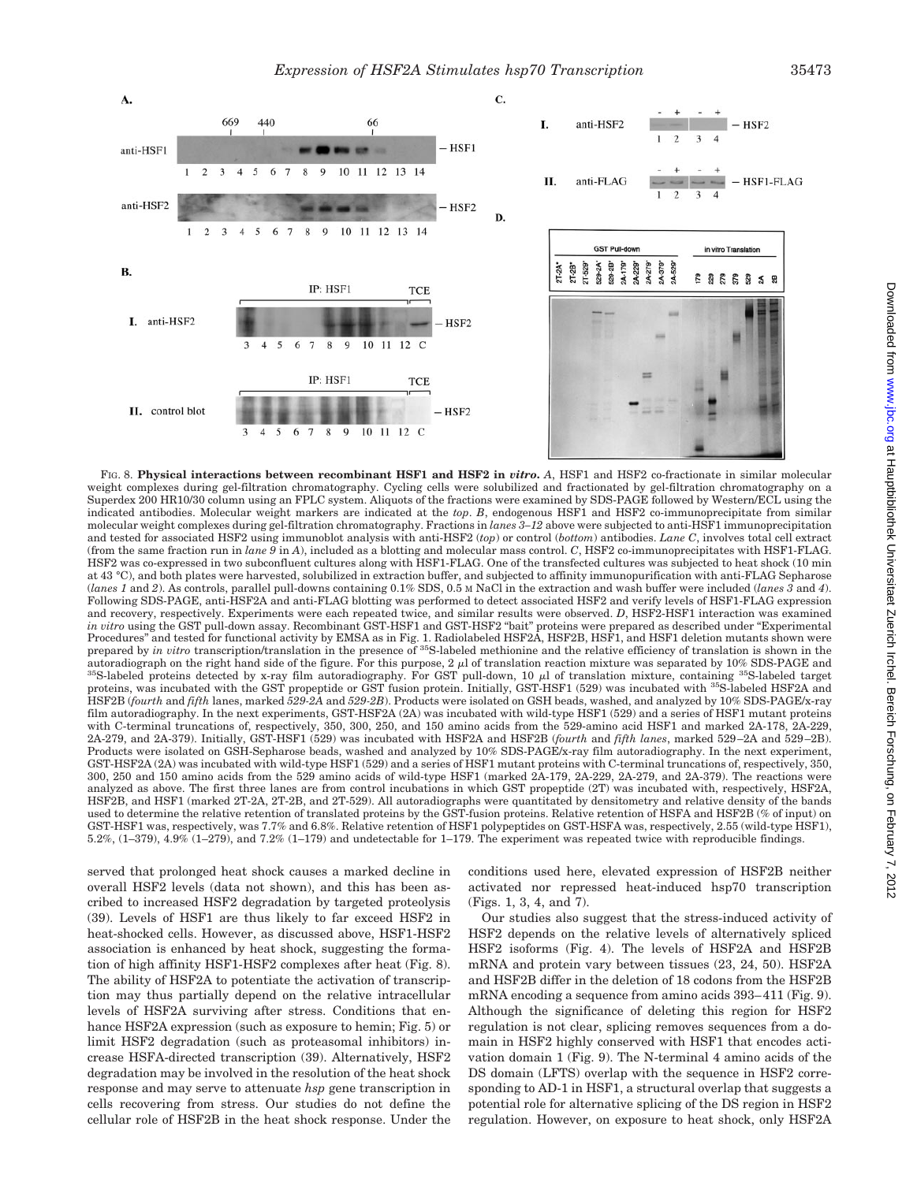FIG. 8. **Physical interactions between recombinant HSF1 and HSF2 in *vitro*.** *A*, HSF1 and HSF2 co-fractionate in similar molecular weight complexes during gel-filtration chromatography. Cycling cells were solubilized and fractionated by gel-filtration chromatography on a Superdex 200 HR10/30 column using an FPLC system. Aliquots of the fractions were examined by SDS-PAGE followed by Western/ECL using the indicated antibodies. Molecular weight markers are indicated at the *top*. *B*, endogenous HSF1 and HSF2 co-immunoprecipitate from similar molecular weight complexes during gel-filtration chromatography. Fractions in *lanes 3–12* above were subjected to anti-HSF1 immunoprecipitation and tested for associated HSF2 using immunoblot analysis with anti-HSF2 (*top*) or control (*bottom*) antibodies. *Lane C*, involves total cell extract (from the same fraction run in *lane 9* in *A*), included as a blotting and molecular mass control. *C*, HSF2 co-immunoprecipitates with HSF1-FLAG. HSF2 was co-expressed in two subconfluent cultures along with HSF1-FLAG. One of the transfected cultures was subjected to heat shock (10 min at 43 °C), and both plates were harvested, solubilized in extraction buffer, and subjected to affinity immunopurification with anti-FLAG Sepharose (*lanes 1* and *2*). As controls, parallel pull-downs containing 0.1% SDS, 0.5 M NaCl in the extraction and wash buffer were included (*lanes 3* and *4*). Following SDS-PAGE, anti-HSF2A and anti-FLAG blotting was performed to detect associated HSF2 and verify levels of HSF1-FLAG expression and recovery, respectively. Experiments were each repeated twice, and similar results were observed. *D*, HSF2-HSF1 interaction was examined *in vitro* using the GST pull-down assay. Recombinant GST-HSF1 and GST-HSF2 "bait" proteins were prepared as described under "Experimental Procedures" and tested for functional activity by EMSA as in Fig. 1. Radiolabeled HSF2A, HSF2B, HSF1, and HSF1 deletion mutants shown were prepared by *in vitro* transcription/translation in the presence of $^{35}$S-labeled methionine and the relative efficiency of translation is shown in the autoradiograph on the right hand side of the figure. For this purpose, 2 μl of translation reaction mixture was separated by 10% SDS-PAGE and $^{35}$S-labeled proteins detected by x-ray film autoradiography. For GST pull-down, 10 μl of translation mixture, containing $^{35}$S-labeled target proteins, was incubated with the GST propeptide or GST fusion protein. Initially, GST-HSF1 (529) was incubated with $^{35}$S-labeled HSF2A and HSF2B (*fourth* and *fifth* lanes, marked *529-2A* and *529-2B*). Products were isolated on GSH beads, washed, and analyzed by 10% SDS-PAGE/x-ray film autoradiography. In the next experiments, GST-HSF2A (2A) was incubated with wild-type HSF1 (529) and a series of HSF1 mutant proteins with C-terminal truncations of, respectively, 350, 300, 250, and 150 amino acids from the 529-amino acid HSF1 and marked 2A-178, 2A-229, 2A-279, and 2A-379). Initially, GST-HSF1 (529) was incubated with HSF2A and HSF2B (*fourth* and *fifth lanes*, marked 529–2A and 529–2B). Products were isolated on GSH-Sepharose beads, washed and analyzed by 10% SDS-PAGE/x-ray film autoradiography. In the next experiment, GST-HSF2A (2A) was incubated with wild-type HSF1 (529) and a series of HSF1 mutant proteins with C-terminal truncations of, respectively, 350, 300, 250 and 150 amino acids from the 529 amino acids of wild-type HSF1 (marked 2A-179, 2A-229, 2A-279, and 2A-379). The reactions were analyzed as above. The first three lanes are from control incubations in which GST propeptide (2T) was incubated with, respectively, HSF2A, HSF2B, and HSF1 (marked 2T-2A, 2T-2B, and 2T-529). All autoradiographs were quantitated by densitometry and relative density of the bands used to determine the relative retention of translated proteins by the GST-fusion proteins. Relative retention of HSFA and HSF2B (% of input) on GST-HSF1 was, respectively, was 7.7% and 6.8%. Relative retention of HSF1 polypeptides on GST-HSFA was, respectively, 2.55 (wild-type HSF1), 5.2%, (1–379), 4.9% (1–279), and 7.2% (1–179) and undetectable for 1–179. The experiment was repeated twice with reproducible findings.

served that prolonged heat shock causes a marked decline in overall HSF2 levels (data not shown), and this has been ascribed to increased HSF2 degradation by targeted proteolysis (39). Levels of HSF1 are thus likely to far exceed HSF2 in heat-shocked cells. However, as discussed above, HSF1-HSF2 association is enhanced by heat shock, suggesting the formation of high affinity HSF1-HSF2 complexes after heat (Fig. 8). The ability of HSF2A to potentiate the activation of transcription may thus partially depend on the relative intracellular levels of HSF2A surviving after stress. Conditions that enhance HSF2A expression (such as exposure to hemin; Fig. 5) or limit HSF2 degradation (such as proteasomal inhibitors) increase HSFA-directed transcription (39). Alternatively, HSF2 degradation may be involved in the resolution of the heat shock response and may serve to attenuate *hsp* gene transcription in cells recovering from stress. Our studies do not define the cellular role of HSF2B in the heat shock response. Under the conditions used here, elevated expression of HSF2B neither activated nor repressed heat-induced hsp70 transcription (Figs. 1, 3, 4, and 7).

Our studies also suggest that the stress-induced activity of HSF2 depends on the relative levels of alternatively spliced HSF2 isoforms (Fig. 4). The levels of HSF2A and HSF2B mRNA and protein vary between tissues (23, 24, 50). HSF2A and HSF2B differ in the deletion of 18 codons from the HSF2B mRNA encoding a sequence from amino acids 393–411 (Fig. 9). Although the significance of deleting this region for HSF2 regulation is not clear, splicing removes sequences from a domain in HSF2 highly conserved with HSF1 that encodes activation domain 1 (Fig. 9). The N-terminal 4 amino acids of the DS domain (LFTS) overlap with the sequence in HSF2 corresponding to AD-1 in HSF1, a structural overlap that suggests a potential role for alternative splicing of the DS region in HSF2 regulation. However, on exposure to heat shock, only HSF2A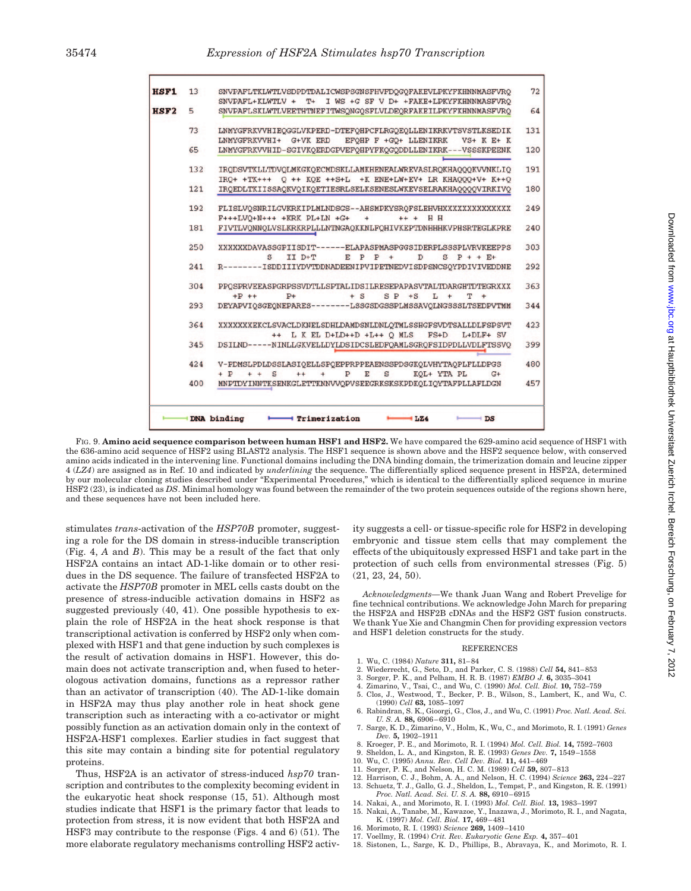```
HSF1  13   SNVPAFLTKLWTLVSDPDTDALICWSPSGNSFHVFDQGQFAKEVLPKYFKHNNMASFVRQ   72
           SNVPAFL+KLWTLV +  T+  I WS +G SF V D+ +FAKE+LPKYFKHNNMASFVRQ
HSF2   5   SNVPAFLSKLWTLVEETHTNEFITWSQNGQSFLVLDEQRFAKEILPKYFKHNNMASFVRQ   64

      73   LNMYGFRKVVHIEQGGLVKPERD-DTEFQHPCFLRGQEQLLENIKRKVTSVSTLKSEDIK  131
           LNMYGFRKVVHI+  G+VK ERD   EFQHP F +GQ+ LLENIKRK   VS+ K E+ K
      65   LNMYGFRKVVHID-SGIVKQERDGPVEFQHPYFKQGQDDLLENIKRK---VSSSKPEENK  120

     132   IRQDSVTKLLTDVQLMKGKQECMDSKLLAMKHENEALWREVASLRQKHAQQQKVVNKLIQ  191
           IRQ+ +TK+++  Q ++ KQE ++S+L  +K ENE+LW+EV+ LR KHAQQQ+V+ K++Q
     121   IRQEDLTKIISSAQKVQIKQETIESRLSELKSENESLWKEVSELRAKHAQQQQVIRKIVQ  180

     192   FLISLVQSNRILGVKRKIPLMLNDSGS--AHSMPKYSRQFSLEHVHXXXXXXXXXXXXXX  249
           F+++LVQ+N+++ +KRK PL+LN +G+    +    ++ +  H H
     181   FIVTLVQNNQLVSLKRKRPLLLNTNGAQKKNLFQHIVKEPTDNHHHKVPHSRTEGLKPRE  240

     250   XXXXXXDAVASSGPIISDIT------ELAPASPMASPGGSIDERPLSSSPLVRVKEEPPS  303
                 S   II D+T       E  P  P  +     D    S  P + + E+
     241   R--------ISDDIIIYDVTDDNADEENIPVIPETNEDVISDPSNCSQYPDIVIVEDDNE  292

     304   PPQSPRVEEASPGRPSSVDTLLSPTALIDSILRESEPAPASVTALTDARGHTDTEGRXXX  363
             +P ++       P+             + S    S P  +S    L  +    T  +
     293   DEYAPVIQSGEQNEPARES--------LSSGSDGSSPLMSSAVQLNGSSSLTSEDPVTMM  344

     364   XXXXXXXEKCLSVACLDKNELSDHLDAMDSNLDNLQTMLSSHGFSVDTSALLDLFSPSVT  423
                   ++  L K EL D+LD++D +L++ Q MLS    FS+D    L+DLF+ SV
     345   DSILND-----NINLLGKVELLDYLDSIDCSLEDFQAMLSGRQFSIDPDLLVDLFTSSVQ  399

     424   V-PDMSLPDLDSSLASIQELLSPQEPPRPPEAENSSPDSGKQLVHYTAQPLFLLDPGS  480
           + P    + +  S    ++     +    P  E   S       KQL+ YTA PL     G+
     400   MNPTDYINNTKSENKGLETTKNNVVQPVSEEGRKSKSKPDKQLIQYTAFPLLAFLDGN  457
```

DNA binding — Trimerization — LZ4 — DS

FIG. 9. **Amino acid sequence comparison between human HSF1 and HSF2.** We have compared the 629-amino acid sequence of HSF1 with the 636-amino acid sequence of HSF2 using BLAST2 analysis. The HSF1 sequence is shown above and the HSF2 sequence below, with conserved amino acids indicated in the intervening line. Functional domains including the DNA binding domain, the trimerization domain and leucine zipper 4 (*LZ4*) are assigned as in Ref. 10 and indicated by *underlining* the sequence. The differentially spliced sequence present in HSF2A, determined by our molecular cloning studies described under "Experimental Procedures," which is identical to the differentially spliced sequence in murine HSF2 (23), is indicated as *DS*. Minimal homology was found between the remainder of the two protein sequences outside of the regions shown here, and these sequences have not been included here.

stimulates *trans*-activation of the *HSP70B* promoter, suggesting a role for the DS domain in stress-inducible transcription (Fig. 4, *A* and *B*). This may be a result of the fact that only HSF2A contains an intact AD-1-like domain or to other residues in the DS sequence. The failure of transfected HSF2A to activate the *HSP70B* promoter in MEL cells casts doubt on the presence of stress-inducible activation domains in HSF2 as suggested previously (40, 41). One possible hypothesis to explain the role of HSF2A in the heat shock response is that transcriptional activation is conferred by HSF2 only when complexed with HSF1 and that gene induction by such complexes is the result of activation domains in HSF1. However, this domain does not activate transcription and, when fused to heterologous activation domains, functions as a repressor rather than an activator of transcription (40). The AD-1-like domain in HSF2A may thus play another role in heat shock gene transcription such as interacting with a co-activator or might possibly function as an activation domain only in the context of HSF2A-HSF1 complexes. Earlier studies in fact suggest that this site may contain a binding site for potential regulatory proteins.

Thus, HSF2A is an activator of stress-induced *hsp70* transcription and contributes to the complexity becoming evident in the eukaryotic heat shock response (15, 51). Although most studies indicate that HSF1 is the primary factor that leads to protection from stress, it is now evident that both HSF2A and HSF3 may contribute to the response (Figs. 4 and 6) (51). The more elaborate regulatory mechanisms controlling HSF2 activity suggests a cell- or tissue-specific role for HSF2 in developing embryonic and tissue stem cells that may complement the effects of the ubiquitously expressed HSF1 and take part in the protection of such cells from environmental stresses (Fig. 5) (21, 23, 24, 50).

*Acknowledgments*—We thank Juan Wang and Robert Prevelige for fine technical contributions. We acknowledge John March for preparing the HSF2A and HSF2B cDNAs and the HSF2 GST fusion constructs. We thank Yue Xie and Changmin Chen for providing expression vectors and HSF1 deletion constructs for the study.

## REFERENCES

1. Wu, C. (1984) *Nature* **311,** 81–84
2. Wiederrecht, G., Seto, D., and Parker, C. S. (1988) *Cell* **54,** 841–853
3. Sorger, P. K., and Pelham, H. R. B. (1987) *EMBO J.* **6,** 3035–3041
4. Zimarino, V., Tsai, C., and Wu, C. (1990) *Mol. Cell. Biol.* **10,** 752–759
5. Clos, J., Westwood, T., Becker, P. B., Wilson, S., Lambert, K., and Wu, C. (1990) *Cell* **63,** 1085–1097
6. Rabindran, S. K., Gioorgi, G., Clos, J., and Wu, C. (1991) *Proc. Natl. Acad. Sci. U. S. A.* **88,** 6906–6910
7. Sarge, K. D., Zimarino, V., Holm, K., Wu, C., and Morimoto, R. I. (1991) *Genes Dev.* **5,** 1902–1911
8. Kroeger, P. E., and Morimoto, R. I. (1994) *Mol. Cell. Biol.* **14,** 7592–7603
9. Sheldon, L. A., and Kingston, R. E. (1993) *Genes Dev.* **7,** 1549–1558
10. Wu, C. (1995) *Annu. Rev. Cell Dev. Biol.* **11,** 441–469
11. Sorger, P. K., and Nelson, H. C. M. (1989) *Cell* **59,** 807–813
12. Harrison, C. J., Bohm, A. A., and Nelson, H. C. (1994) *Science* **263,** 224–227
13. Schuetz, T. J., Gallo, G. J., Sheldon, L., Tempst, P., and Kingston, R. E. (1991) *Proc. Natl. Acad. Sci. U. S. A.* **88,** 6910–6915
14. Nakai, A., and Morimoto, R. I. (1993) *Mol. Cell. Biol.* **13,** 1983–1997
15. Nakai, A., Tanabe, M., Kawazoe, Y., Inazawa, J., Morimoto, R. I., and Nagata, K. (1997) *Mol. Cell. Biol.* **17,** 469–481
16. Morimoto, R. I. (1993) *Science* **269,** 1409–1410
17. Voellmy, R. (1994) *Crit. Rev. Eukaryotic Gene Exp.* **4,** 357–401
18. Sistonen, L., Sarge, K. D., Phillips, B., Abravaya, K., and Morimoto, R. I.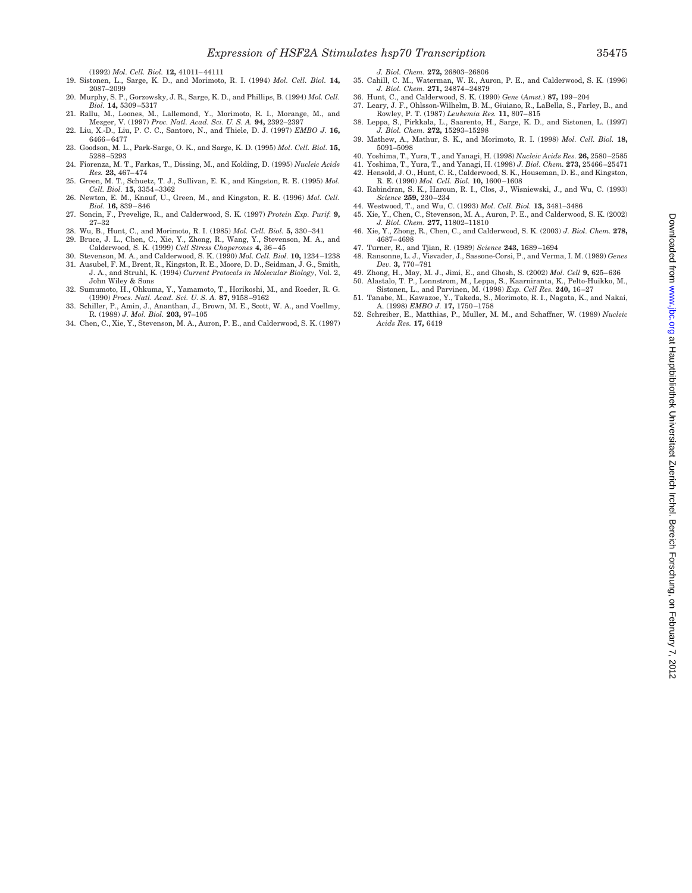(1992) *Mol. Cell. Biol.* **12,** 41011–44111
19. Sistonen, L., Sarge, K. D., and Morimoto, R. I. (1994) *Mol. Cell. Biol.* **14,** 2087–2099
20. Murphy, S. P., Gorzowsky, J. R., Sarge, K. D., and Phillips, B. (1994) *Mol. Cell. Biol.* **14,** 5309–5317
21. Rallu, M., Loones, M., Lallemond, Y., Morimoto, R. I., Morange, M., and Mezger, V. (1997) *Proc. Natl. Acad. Sci. U. S. A.* **94,** 2392–2397
22. Liu, X.-D., Liu, P. C. C., Santoro, N., and Thiele, D. J. (1997) *EMBO J.* **16,** 6466–6477
23. Goodson, M. L., Park-Sarge, O. K., and Sarge, K. D. (1995) *Mol. Cell. Biol.* **15,** 5288–5293
24. Fiorenza, M. T., Farkas, T., Dissing, M., and Kolding, D. (1995) *Nucleic Acids Res.* **23,** 467–474
25. Green, M. T., Schuetz, T. J., Sullivan, E. K., and Kingston, R. E. (1995) *Mol. Cell. Biol.* **15,** 3354–3362
26. Newton, E. M., Knauf, U., Green, M., and Kingston, R. E. (1996) *Mol. Cell. Biol.* **16,** 839–846
27. Soncin, F., Prevelige, R., and Calderwood, S. K. (1997) *Protein Exp. Purif.* **9,** 27–32
28. Wu, B., Hunt, C., and Morimoto, R. I. (1985) *Mol. Cell. Biol.* **5,** 330–341
29. Bruce, J. L., Chen, C., Xie, Y., Zhong, R., Wang, Y., Stevenson, M. A., and Calderwood, S. K. (1999) *Cell Stress Chaperones* **4,** 36–45
30. Stevenson, M. A., and Calderwood, S. K. (1990) *Mol. Cell. Biol.* **10,** 1234–1238
31. Ausubel, F. M., Brent, R., Kingston, R. E., Moore, D. D., Seidman, J. G., Smith, J. A., and Struhl, K. (1994) *Current Protocols in Molecular Biology*, Vol. 2, John Wiley & Sons
32. Sumumoto, H., Ohkuma, Y., Yamamoto, T., Horikoshi, M., and Roeder, R. G. (1990) *Procs. Natl. Acad. Sci. U. S. A.* **87,** 9158–9162
33. Schiller, P., Amin, J., Ananthan, J., Brown, M. E., Scott, W. A., and Voellmy, R. (1988) *J. Mol. Biol.* **203,** 97–105
34. Chen, C., Xie, Y., Stevenson, M. A., Auron, P. E., and Calderwood, S. K. (1997) *J. Biol. Chem.* **272,** 26803–26806
35. Cahill, C. M., Waterman, W. R., Auron, P. E., and Calderwood, S. K. (1996) *J. Biol. Chem.* **271,** 24874–24879
36. Hunt, C., and Calderwood, S. K. (1990) *Gene* (*Amst.*) **87,** 199–204
37. Leary, J. F., Ohlsson-Wilhelm, B. M., Giuiano, R., LaBella, S., Farley, B., and Rowley, P. T. (1987) *Leukemia Res.* **11,** 807–815
38. Leppa, S., Pirkkala, L., Saarento, H., Sarge, K. D., and Sistonen, L. (1997) *J. Biol. Chem.* **272,** 15293–15298
39. Mathew, A., Mathur, S. K., and Morimoto, R. I. (1998) *Mol. Cell. Biol.* **18,** 5091–5098
40. Yoshima, T., Yura, T., and Yanagi, H. (1998) *Nucleic Acids Res.* **26,** 2580–2585
41. Yoshima, T., Yura, T., and Yanagi, H. (1998) *J. Biol. Chem.* **273,** 25466–25471
42. Hensold, J. O., Hunt, C. R., Calderwood, S. K., Houseman, D. E., and Kingston, R. E. (1990) *Mol. Cell. Biol.* **10,** 1600–1608
43. Rabindran, S. K., Haroun, R. I., Clos, J., Wisniewski, J., and Wu, C. (1993) *Science* **259,** 230–234
44. Westwood, T., and Wu, C. (1993) *Mol. Cell. Biol.* **13,** 3481–3486
45. Xie, Y., Chen, C., Stevenson, M. A., Auron, P. E., and Calderwood, S. K. (2002) *J. Biol. Chem.* **277,** 11802–11810
46. Xie, Y., Zhong, R., Chen, C., and Calderwood, S. K. (2003) *J. Biol. Chem.* **278,** 4687–4698
47. Turner, R., and Tjian, R. (1989) *Science* **243,** 1689–1694
48. Ransonne, L. J., Visvader, J., Sassone-Corsi, P., and Verma, I. M. (1989) *Genes Dev.* **3,** 770–781
49. Zhong, H., May, M. J., Jimi, E., and Ghosh, S. (2002) *Mol. Cell* **9,** 625–636
50. Alastalo, T. P., Lonnstrom, M., Leppa, S., Kaarniranta, K., Pelto-Huikko, M., Sistonen, L., and Parvinen, M. (1998) *Exp. Cell Res.* **240,** 16–27
51. Tanabe, M., Kawazoe, Y., Takeda, S., Morimoto, R. I., Nagata, K., and Nakai, A. (1998) *EMBO J.* **17,** 1750–1758
52. Schreiber, E., Matthias, P., Muller, M. M., and Schaffner, W. (1989) *Nucleic Acids Res.* **17,** 6419